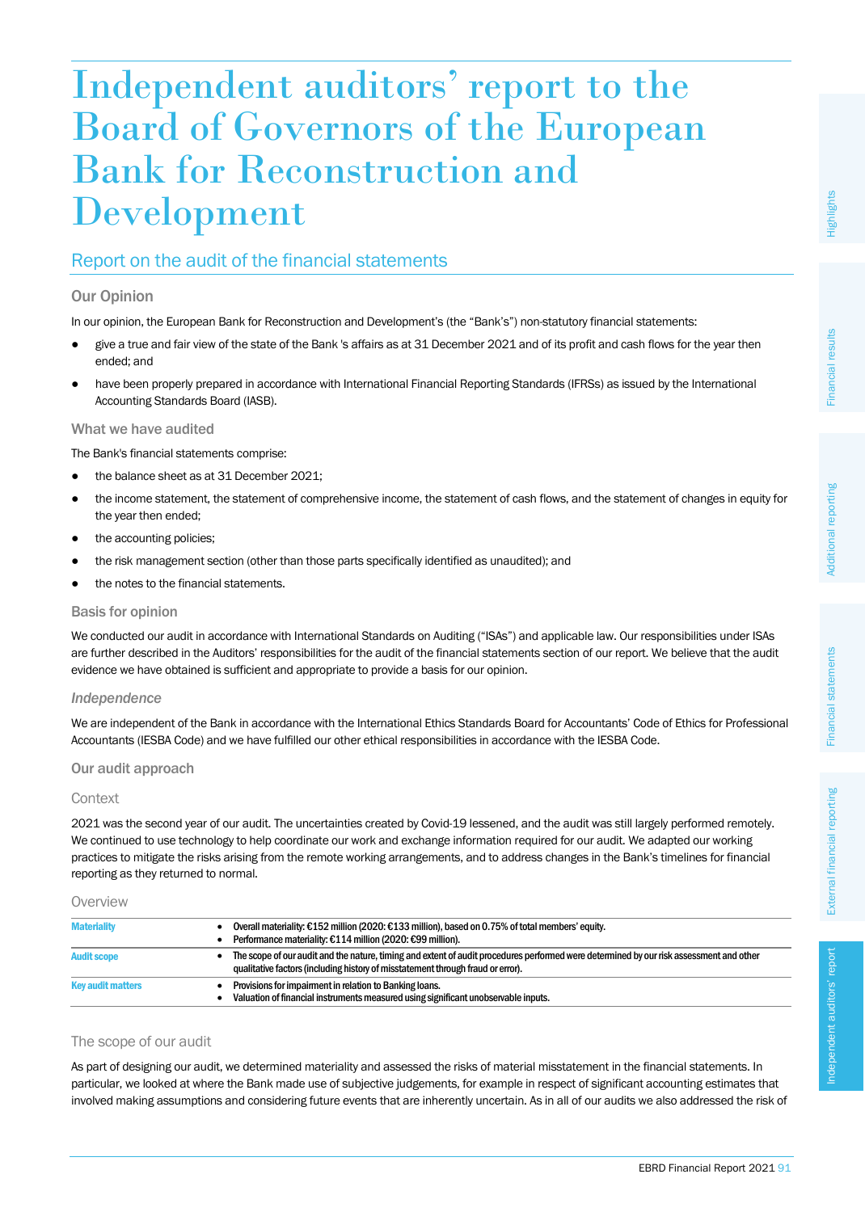# Independent auditors' report to the Board of Governors of the European Bank for Reconstruction and Development

## Report on the audit of the financial statements

### Our Opinion

In our opinion, the European Bank for Reconstruction and Development's (the "Bank's") non-statutory financial statements:

- give a true and fair view of the state of the Bank 's affairs as at 31 December 2021 and of its profit and cash flows for the year then ended; and
- have been properly prepared in accordance with International Financial Reporting Standards (IFRSs) as issued by the International Accounting Standards Board (IASB).

#### What we have audited

The Bank's financial statements comprise:

- the balance sheet as at 31 December 2021;
- the income statement, the statement of comprehensive income, the statement of cash flows, and the statement of changes in equity for the year then ended;
- the accounting policies;
- the risk management section (other than those parts specifically identified as unaudited); and
- the notes to the financial statements.

### Basis for opinion

We conducted our audit in accordance with International Standards on Auditing ("ISAs") and applicable law. Our responsibilities under ISAs are further described in the Auditors' responsibilities for the audit of the financial statements section of our report. We believe that the audit evidence we have obtained is sufficient and appropriate to provide a basis for our opinion.

#### *Independence*

We are independent of the Bank in accordance with the International Ethics Standards Board for Accountants' Code of Ethics for Professional Accountants (IESBA Code) and we have fulfilled our other ethical responsibilities in accordance with the IESBA Code.

### Our audit approach

#### Context

2021 was the second year of our audit. The uncertainties created by Covid-19 lessened, and the audit was still largely performed remotely. We continued to use technology to help coordinate our work and exchange information required for our audit. We adapted our working practices to mitigate the risks arising from the remote working arrangements, and to address changes in the Bank's timelines for financial reporting as they returned to normal.

#### Overview

| | |
|---|---|
| **Materiality** | • Overall materiality: €152 million (2020: €133 million), based on 0.75% of total members' equity.<br>• Performance materiality: €114 million (2020: €99 million). |
| **Audit scope** | • The scope of our audit and the nature, timing and extent of audit procedures performed were determined by our risk assessment and other qualitative factors (including history of misstatement through fraud or error). |
| **Key audit matters** | • Provisions for impairment in relation to Banking loans.<br>• Valuation of financial instruments measured using significant unobservable inputs. |

#### The scope of our audit

As part of designing our audit, we determined materiality and assessed the risks of material misstatement in the financial statements. In particular, we looked at where the Bank made use of subjective judgements, for example in respect of significant accounting estimates that involved making assumptions and considering future events that are inherently uncertain. As in all of our audits we also addressed the risk of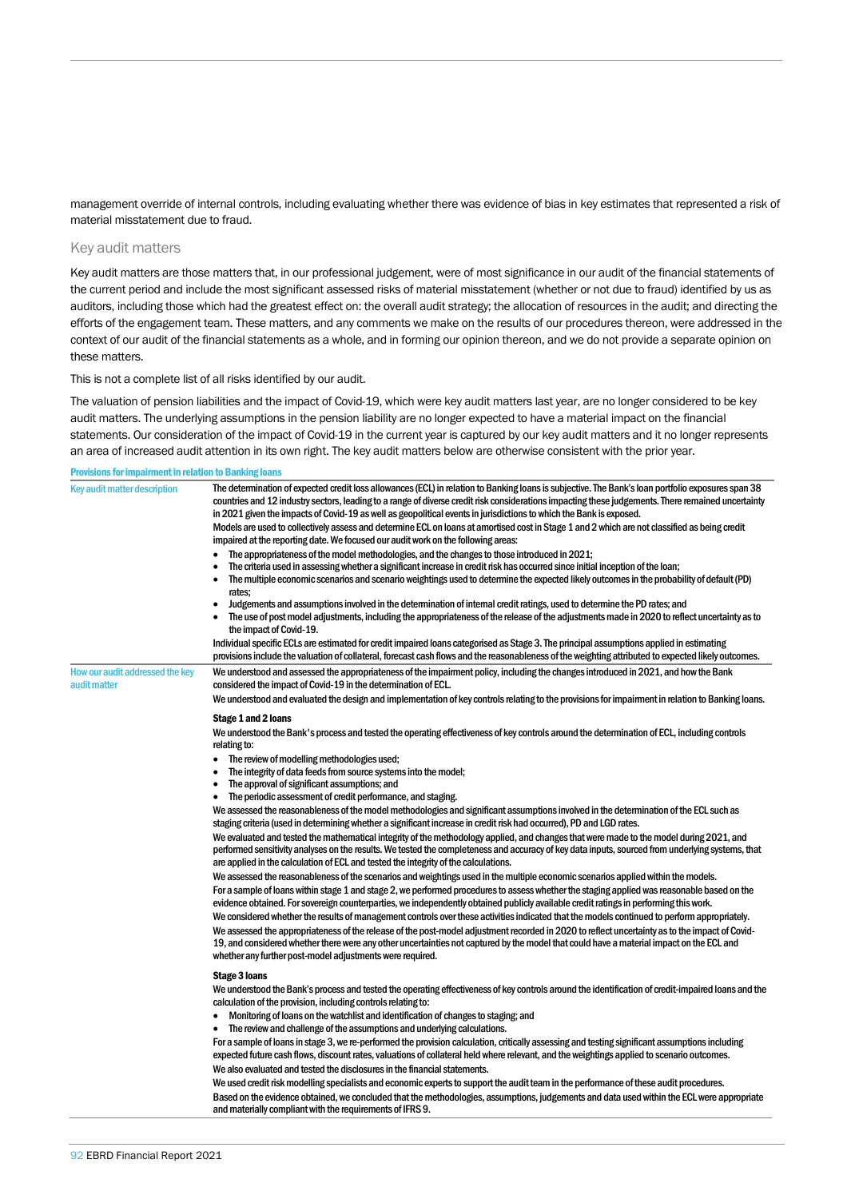management override of internal controls, including evaluating whether there was evidence of bias in key estimates that represented a risk of material misstatement due to fraud.

## Key audit matters

Key audit matters are those matters that, in our professional judgement, were of most significance in our audit of the financial statements of the current period and include the most significant assessed risks of material misstatement (whether or not due to fraud) identified by us as auditors, including those which had the greatest effect on: the overall audit strategy; the allocation of resources in the audit; and directing the efforts of the engagement team. These matters, and any comments we make on the results of our procedures thereon, were addressed in the context of our audit of the financial statements as a whole, and in forming our opinion thereon, and we do not provide a separate opinion on these matters.

This is not a complete list of all risks identified by our audit.

The valuation of pension liabilities and the impact of Covid-19, which were key audit matters last year, are no longer considered to be key audit matters. The underlying assumptions in the pension liability are no longer expected to have a material impact on the financial statements. Our consideration of the impact of Covid-19 in the current year is captured by our key audit matters and it no longer represents an area of increased audit attention in its own right. The key audit matters below are otherwise consistent with the prior year.

### Provisions for impairment in relation to Banking loans

**Key audit matter description**

The determination of expected credit loss allowances (ECL) in relation to Banking loans is subjective. The Bank's loan portfolio exposures span 38 countries and 12 industry sectors, leading to a range of diverse credit risk considerations impacting these judgements. There remained uncertainty in 2021 given the impacts of Covid-19 as well as geopolitical events in jurisdictions to which the Bank is exposed.

Models are used to collectively assess and determine ECL on loans at amortised cost in Stage 1 and 2 which are not classified as being credit impaired at the reporting date. We focused our audit work on the following areas:

- The appropriateness of the model methodologies, and the changes to those introduced in 2021;
- The criteria used in assessing whether a significant increase in credit risk has occurred since initial inception of the loan;
- The multiple economic scenarios and scenario weightings used to determine the expected likely outcomes in the probability of default (PD) rates;
- Judgements and assumptions involved in the determination of internal credit ratings, used to determine the PD rates; and
- The use of post model adjustments, including the appropriateness of the release of the adjustments made in 2020 to reflect uncertainty as to the impact of Covid-19.

Individual specific ECLs are estimated for credit impaired loans categorised as Stage 3. The principal assumptions applied in estimating provisions include the valuation of collateral, forecast cash flows and the reasonableness of the weighting attributed to expected likely outcomes.

**How our audit addressed the key audit matter**

We understood and assessed the appropriateness of the impairment policy, including the changes introduced in 2021, and how the Bank considered the impact of Covid-19 in the determination of ECL.

We understood and evaluated the design and implementation of key controls relating to the provisions for impairment in relation to Banking loans.

**Stage 1 and 2 loans**

We understood the Bank's process and tested the operating effectiveness of key controls around the determination of ECL, including controls relating to:

- The review of modelling methodologies used;
- The integrity of data feeds from source systems into the model;
- The approval of significant assumptions; and
- The periodic assessment of credit performance, and staging.

We assessed the reasonableness of the model methodologies and significant assumptions involved in the determination of the ECL such as staging criteria (used in determining whether a significant increase in credit risk had occurred), PD and LGD rates.

We evaluated and tested the mathematical integrity of the methodology applied, and changes that were made to the model during 2021, and performed sensitivity analyses on the results. We tested the completeness and accuracy of key data inputs, sourced from underlying systems, that are applied in the calculation of ECL and tested the integrity of the calculations.

We assessed the reasonableness of the scenarios and weightings used in the multiple economic scenarios applied within the models.

For a sample of loans within stage 1 and stage 2, we performed procedures to assess whether the staging applied was reasonable based on the evidence obtained. For sovereign counterparties, we independently obtained publicly available credit ratings in performing this work.

We considered whether the results of management controls over these activities indicated that the models continued to perform appropriately.

We assessed the appropriateness of the release of the post-model adjustment recorded in 2020 to reflect uncertainty as to the impact of Covid-19, and considered whether there were any other uncertainties not captured by the model that could have a material impact on the ECL and whether any further post-model adjustments were required.

**Stage 3 loans**

We understood the Bank's process and tested the operating effectiveness of key controls around the identification of credit-impaired loans and the calculation of the provision, including controls relating to:

- Monitoring of loans on the watchlist and identification of changes to staging; and
- The review and challenge of the assumptions and underlying calculations.

For a sample of loans in stage 3, we re-performed the provision calculation, critically assessing and testing significant assumptions including expected future cash flows, discount rates, valuations of collateral held where relevant, and the weightings applied to scenario outcomes.

We also evaluated and tested the disclosures in the financial statements.

We used credit risk modelling specialists and economic experts to support the audit team in the performance of these audit procedures.

Based on the evidence obtained, we concluded that the methodologies, assumptions, judgements and data used within the ECL were appropriate and materially compliant with the requirements of IFRS 9.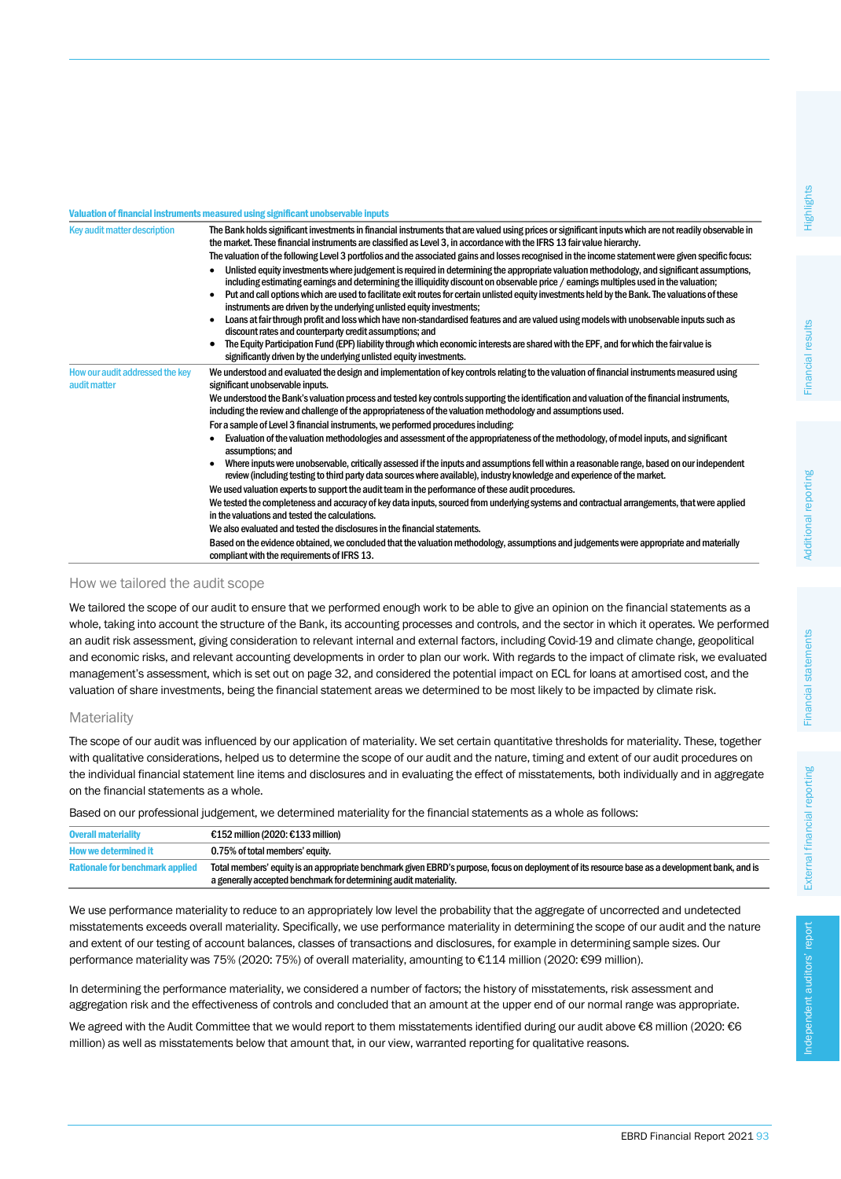**Valuation of financial instruments measured using significant unobservable inputs**

| | |
|---|---|
| Key audit matter description | The Bank holds significant investments in financial instruments that are valued using prices or significant inputs which are not readily observable in the market. These financial instruments are classified as Level 3, in accordance with the IFRS 13 fair value hierarchy.<br>The valuation of the following Level 3 portfolios and the associated gains and losses recognised in the income statement were given specific focus:<br>• Unlisted equity investments where judgement is required in determining the appropriate valuation methodology, and significant assumptions, including estimating earnings and determining the illiquidity discount on observable price / earnings multiples used in the valuation;<br>• Put and call options which are used to facilitate exit routes for certain unlisted equity investments held by the Bank. The valuations of these instruments are driven by the underlying unlisted equity investments;<br>• Loans at fair through profit and loss which have non-standardised features and are valued using models with unobservable inputs such as discount rates and counterparty credit assumptions; and<br>• The Equity Participation Fund (EPF) liability through which economic interests are shared with the EPF, and for which the fair value is significantly driven by the underlying unlisted equity investments. |
| How our audit addressed the key audit matter | We understood and evaluated the design and implementation of key controls relating to the valuation of financial instruments measured using significant unobservable inputs.<br>We understood the Bank's valuation process and tested key controls supporting the identification and valuation of the financial instruments, including the review and challenge of the appropriateness of the valuation methodology and assumptions used.<br>For a sample of Level 3 financial instruments, we performed procedures including:<br>• Evaluation of the valuation methodologies and assessment of the appropriateness of the methodology, of model inputs, and significant assumptions; and<br>• Where inputs were unobservable, critically assessed if the inputs and assumptions fell within a reasonable range, based on our independent review (including testing to third party data sources where available), industry knowledge and experience of the market.<br>We used valuation experts to support the audit team in the performance of these audit procedures.<br>We tested the completeness and accuracy of key data inputs, sourced from underlying systems and contractual arrangements, that were applied in the valuations and tested the calculations.<br>We also evaluated and tested the disclosures in the financial statements.<br>Based on the evidence obtained, we concluded that the valuation methodology, assumptions and judgements were appropriate and materially compliant with the requirements of IFRS 13. |

## How we tailored the audit scope

We tailored the scope of our audit to ensure that we performed enough work to be able to give an opinion on the financial statements as a whole, taking into account the structure of the Bank, its accounting processes and controls, and the sector in which it operates. We performed an audit risk assessment, giving consideration to relevant internal and external factors, including Covid-19 and climate change, geopolitical and economic risks, and relevant accounting developments in order to plan our work. With regards to the impact of climate risk, we evaluated management's assessment, which is set out on page 32, and considered the potential impact on ECL for loans at amortised cost, and the valuation of share investments, being the financial statement areas we determined to be most likely to be impacted by climate risk.

## Materiality

The scope of our audit was influenced by our application of materiality. We set certain quantitative thresholds for materiality. These, together with qualitative considerations, helped us to determine the scope of our audit and the nature, timing and extent of our audit procedures on the individual financial statement line items and disclosures and in evaluating the effect of misstatements, both individually and in aggregate on the financial statements as a whole.

Based on our professional judgement, we determined materiality for the financial statements as a whole as follows:

| | |
|---|---|
| Overall materiality | €152 million (2020: €133 million) |
| How we determined it | 0.75% of total members' equity. |
| Rationale for benchmark applied | Total members' equity is an appropriate benchmark given EBRD's purpose, focus on deployment of its resource base as a development bank, and is a generally accepted benchmark for determining audit materiality. |

We use performance materiality to reduce to an appropriately low level the probability that the aggregate of uncorrected and undetected misstatements exceeds overall materiality. Specifically, we use performance materiality in determining the scope of our audit and the nature and extent of our testing of account balances, classes of transactions and disclosures, for example in determining sample sizes. Our performance materiality was 75% (2020: 75%) of overall materiality, amounting to €114 million (2020: €99 million).

In determining the performance materiality, we considered a number of factors; the history of misstatements, risk assessment and aggregation risk and the effectiveness of controls and concluded that an amount at the upper end of our normal range was appropriate.

We agreed with the Audit Committee that we would report to them misstatements identified during our audit above €8 million (2020: €6 million) as well as misstatements below that amount that, in our view, warranted reporting for qualitative reasons.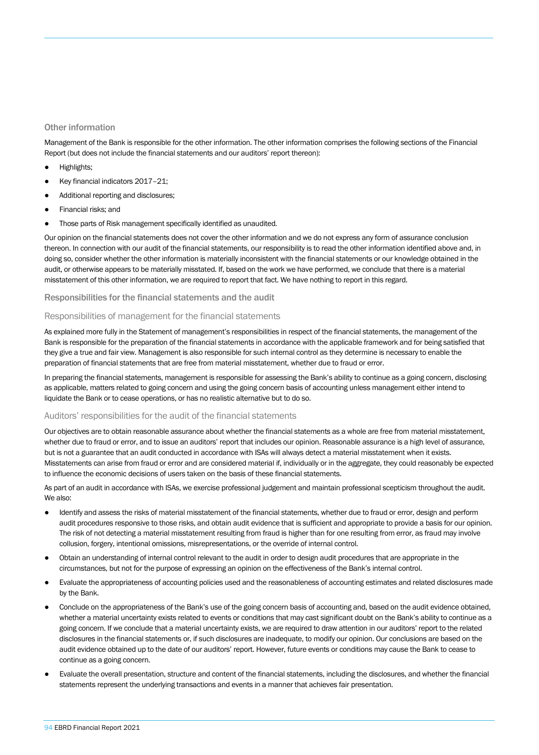### Other information

Management of the Bank is responsible for the other information. The other information comprises the following sections of the Financial Report (but does not include the financial statements and our auditors' report thereon):

- Highlights;
- Key financial indicators 2017–21;
- Additional reporting and disclosures;
- Financial risks; and
- Those parts of Risk management specifically identified as unaudited.

Our opinion on the financial statements does not cover the other information and we do not express any form of assurance conclusion thereon. In connection with our audit of the financial statements, our responsibility is to read the other information identified above and, in doing so, consider whether the other information is materially inconsistent with the financial statements or our knowledge obtained in the audit, or otherwise appears to be materially misstated. If, based on the work we have performed, we conclude that there is a material misstatement of this other information, we are required to report that fact. We have nothing to report in this regard.

### Responsibilities for the financial statements and the audit

#### Responsibilities of management for the financial statements

As explained more fully in the Statement of management's responsibilities in respect of the financial statements, the management of the Bank is responsible for the preparation of the financial statements in accordance with the applicable framework and for being satisfied that they give a true and fair view. Management is also responsible for such internal control as they determine is necessary to enable the preparation of financial statements that are free from material misstatement, whether due to fraud or error.

In preparing the financial statements, management is responsible for assessing the Bank's ability to continue as a going concern, disclosing as applicable, matters related to going concern and using the going concern basis of accounting unless management either intend to liquidate the Bank or to cease operations, or has no realistic alternative but to do so.

#### Auditors' responsibilities for the audit of the financial statements

Our objectives are to obtain reasonable assurance about whether the financial statements as a whole are free from material misstatement, whether due to fraud or error, and to issue an auditors' report that includes our opinion. Reasonable assurance is a high level of assurance, but is not a guarantee that an audit conducted in accordance with ISAs will always detect a material misstatement when it exists. Misstatements can arise from fraud or error and are considered material if, individually or in the aggregate, they could reasonably be expected to influence the economic decisions of users taken on the basis of these financial statements.

As part of an audit in accordance with ISAs, we exercise professional judgement and maintain professional scepticism throughout the audit. We also:

- Identify and assess the risks of material misstatement of the financial statements, whether due to fraud or error, design and perform audit procedures responsive to those risks, and obtain audit evidence that is sufficient and appropriate to provide a basis for our opinion. The risk of not detecting a material misstatement resulting from fraud is higher than for one resulting from error, as fraud may involve collusion, forgery, intentional omissions, misrepresentations, or the override of internal control.
- Obtain an understanding of internal control relevant to the audit in order to design audit procedures that are appropriate in the circumstances, but not for the purpose of expressing an opinion on the effectiveness of the Bank's internal control.
- Evaluate the appropriateness of accounting policies used and the reasonableness of accounting estimates and related disclosures made by the Bank.
- Conclude on the appropriateness of the Bank's use of the going concern basis of accounting and, based on the audit evidence obtained, whether a material uncertainty exists related to events or conditions that may cast significant doubt on the Bank's ability to continue as a going concern. If we conclude that a material uncertainty exists, we are required to draw attention in our auditors' report to the related disclosures in the financial statements or, if such disclosures are inadequate, to modify our opinion. Our conclusions are based on the audit evidence obtained up to the date of our auditors' report. However, future events or conditions may cause the Bank to cease to continue as a going concern.
- Evaluate the overall presentation, structure and content of the financial statements, including the disclosures, and whether the financial statements represent the underlying transactions and events in a manner that achieves fair presentation.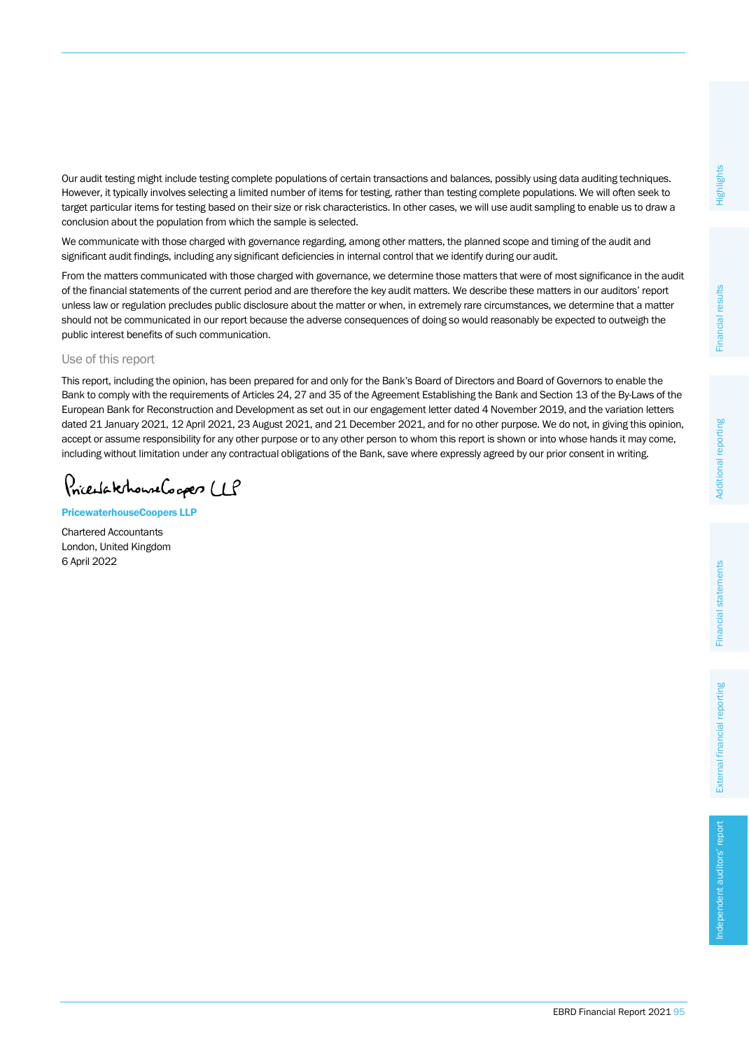Our audit testing might include testing complete populations of certain transactions and balances, possibly using data auditing techniques. However, it typically involves selecting a limited number of items for testing, rather than testing complete populations. We will often seek to target particular items for testing based on their size or risk characteristics. In other cases, we will use audit sampling to enable us to draw a conclusion about the population from which the sample is selected.

We communicate with those charged with governance regarding, among other matters, the planned scope and timing of the audit and significant audit findings, including any significant deficiencies in internal control that we identify during our audit.

From the matters communicated with those charged with governance, we determine those matters that were of most significance in the audit of the financial statements of the current period and are therefore the key audit matters. We describe these matters in our auditors' report unless law or regulation precludes public disclosure about the matter or when, in extremely rare circumstances, we determine that a matter should not be communicated in our report because the adverse consequences of doing so would reasonably be expected to outweigh the public interest benefits of such communication.

## Use of this report

This report, including the opinion, has been prepared for and only for the Bank's Board of Directors and Board of Governors to enable the Bank to comply with the requirements of Articles 24, 27 and 35 of the Agreement Establishing the Bank and Section 13 of the By-Laws of the European Bank for Reconstruction and Development as set out in our engagement letter dated 4 November 2019, and the variation letters dated 21 January 2021, 12 April 2021, 23 August 2021, and 21 December 2021, and for no other purpose. We do not, in giving this opinion, accept or assume responsibility for any other purpose or to any other person to whom this report is shown or into whose hands it may come, including without limitation under any contractual obligations of the Bank, save where expressly agreed by our prior consent in writing.

PricewaterhouseCoopers LLP

**PricewaterhouseCoopers LLP**

Chartered Accountants
London, United Kingdom
6 April 2022